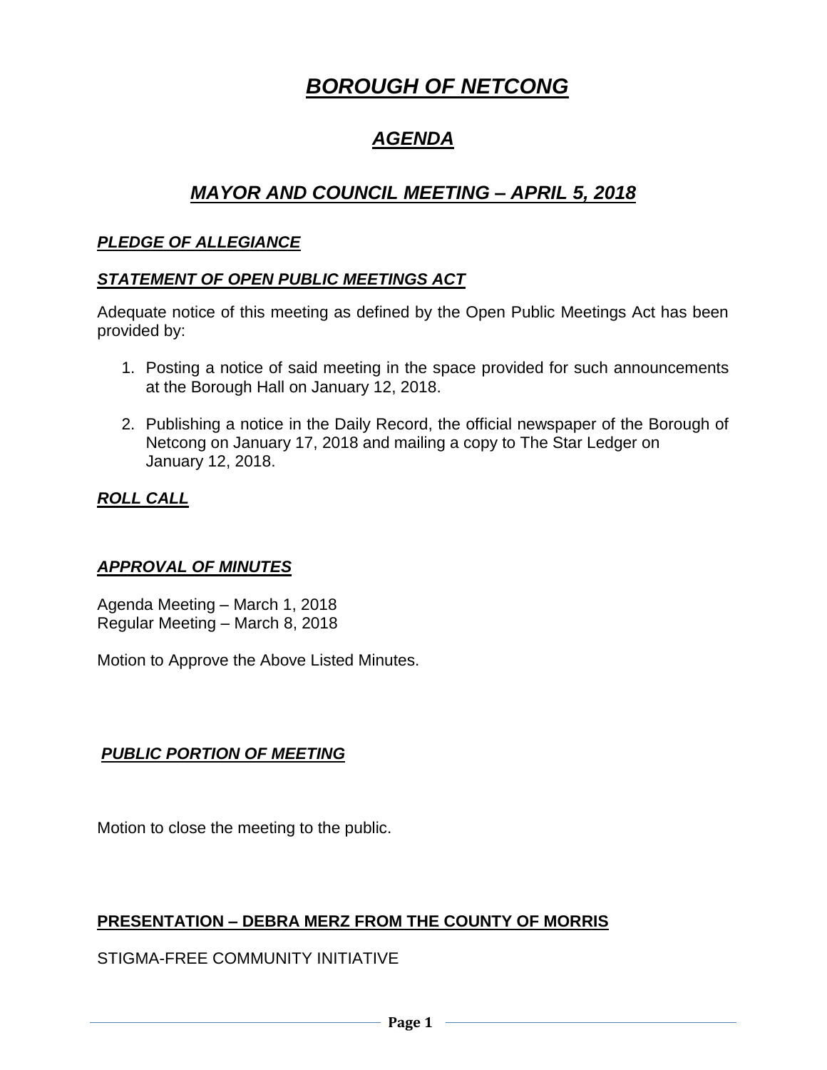# ***BOROUGH OF NETCONG***

## ***AGENDA***

## ***MAYOR AND COUNCIL MEETING – APRIL 5, 2018***

### ***PLEDGE OF ALLEGIANCE***

### ***STATEMENT OF OPEN PUBLIC MEETINGS ACT***

Adequate notice of this meeting as defined by the Open Public Meetings Act has been provided by:

1. Posting a notice of said meeting in the space provided for such announcements at the Borough Hall on January 12, 2018.

2. Publishing a notice in the Daily Record, the official newspaper of the Borough of Netcong on January 17, 2018 and mailing a copy to The Star Ledger on January 12, 2018.

### ***ROLL CALL***

### ***APPROVAL OF MINUTES***

Agenda Meeting – March 1, 2018
Regular Meeting – March 8, 2018

Motion to Approve the Above Listed Minutes.

### ***PUBLIC PORTION OF MEETING***

Motion to close the meeting to the public.

### **PRESENTATION – DEBRA MERZ FROM THE COUNTY OF MORRIS**

STIGMA-FREE COMMUNITY INITIATIVE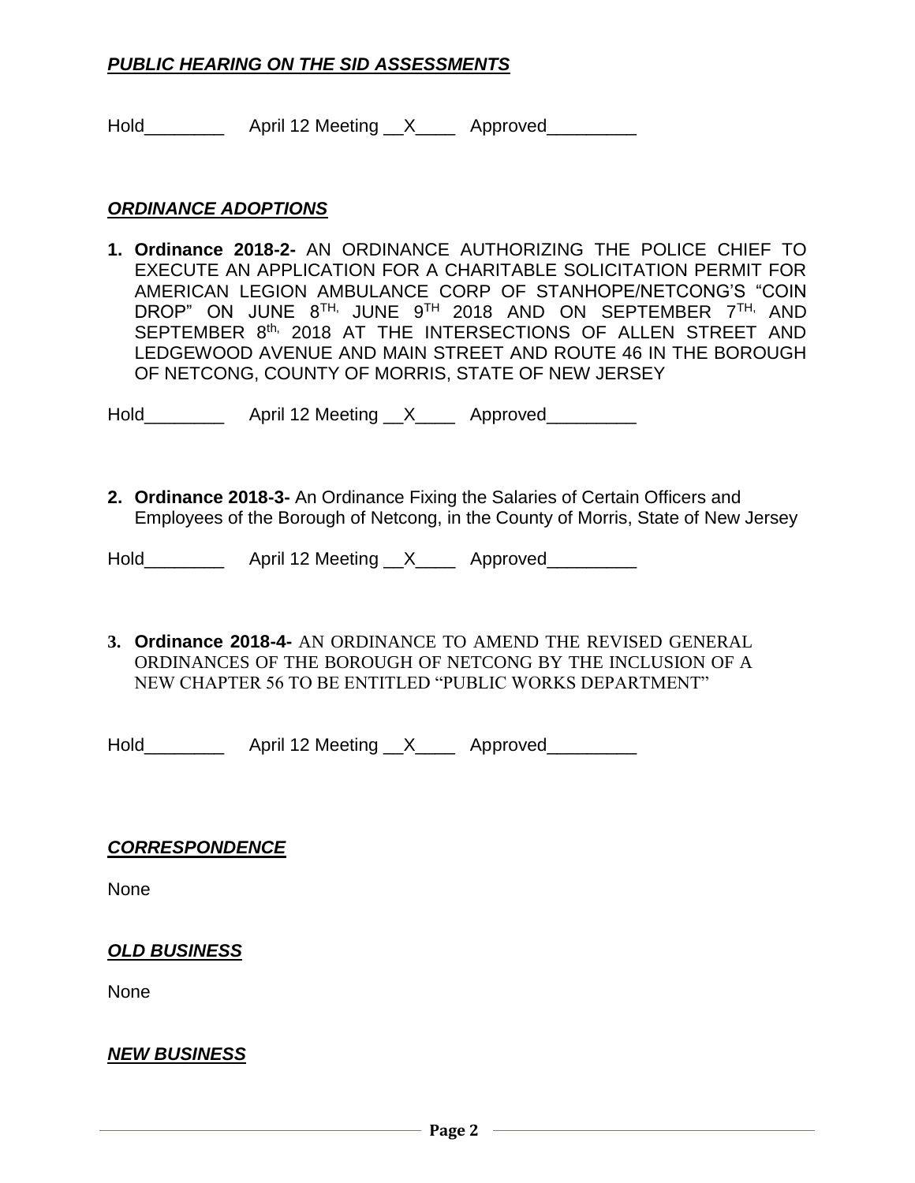***PUBLIC HEARING ON THE SID ASSESSMENTS***

Hold________ April 12 Meeting __X____ Approved_________

***ORDINANCE ADOPTIONS***

1. **Ordinance 2018-2-** AN ORDINANCE AUTHORIZING THE POLICE CHIEF TO EXECUTE AN APPLICATION FOR A CHARITABLE SOLICITATION PERMIT FOR AMERICAN LEGION AMBULANCE CORP OF STANHOPE/NETCONG'S "COIN DROP" ON JUNE 8TH, JUNE 9TH 2018 AND ON SEPTEMBER 7TH, AND SEPTEMBER 8th, 2018 AT THE INTERSECTIONS OF ALLEN STREET AND LEDGEWOOD AVENUE AND MAIN STREET AND ROUTE 46 IN THE BOROUGH OF NETCONG, COUNTY OF MORRIS, STATE OF NEW JERSEY

Hold________ April 12 Meeting __X____ Approved_________

2. **Ordinance 2018-3-** An Ordinance Fixing the Salaries of Certain Officers and Employees of the Borough of Netcong, in the County of Morris, State of New Jersey

Hold________ April 12 Meeting __X____ Approved_________

3. **Ordinance 2018-4-** AN ORDINANCE TO AMEND THE REVISED GENERAL ORDINANCES OF THE BOROUGH OF NETCONG BY THE INCLUSION OF A NEW CHAPTER 56 TO BE ENTITLED "PUBLIC WORKS DEPARTMENT"

Hold________ April 12 Meeting __X____ Approved_________

***CORRESPONDENCE***

None

***OLD BUSINESS***

None

***NEW BUSINESS***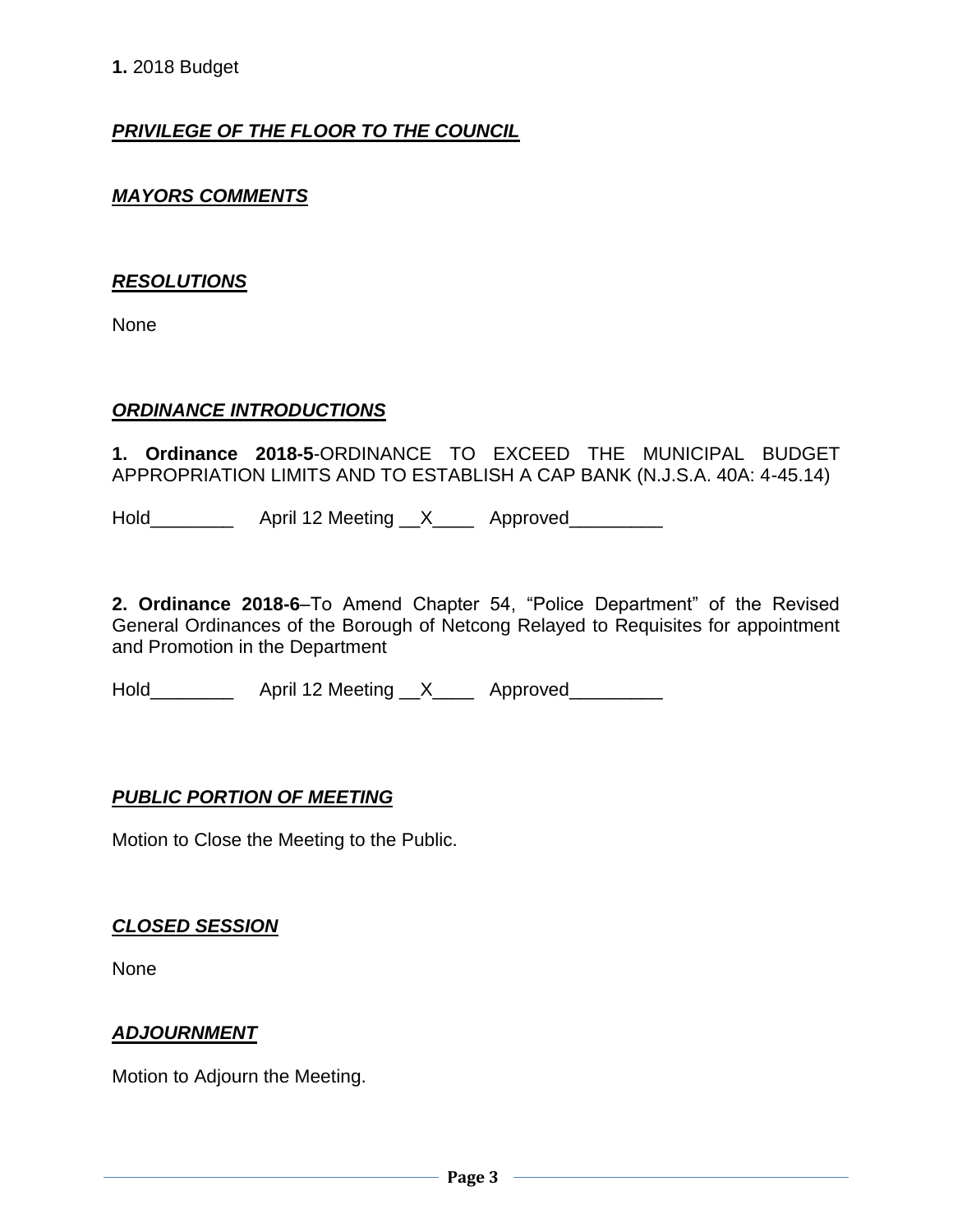**1.** 2018 Budget

***PRIVILEGE OF THE FLOOR TO THE COUNCIL***

***MAYORS COMMENTS***

***RESOLUTIONS***

None

***ORDINANCE INTRODUCTIONS***

**1. Ordinance 2018-5**-ORDINANCE TO EXCEED THE MUNICIPAL BUDGET APPROPRIATION LIMITS AND TO ESTABLISH A CAP BANK (N.J.S.A. 40A: 4-45.14)

Hold________ April 12 Meeting __X____ Approved_________

**2. Ordinance 2018-6**–To Amend Chapter 54, "Police Department" of the Revised General Ordinances of the Borough of Netcong Relayed to Requisites for appointment and Promotion in the Department

Hold________ April 12 Meeting __X____ Approved_________

***PUBLIC PORTION OF MEETING***

Motion to Close the Meeting to the Public.

***CLOSED SESSION***

None

***ADJOURNMENT***

Motion to Adjourn the Meeting.